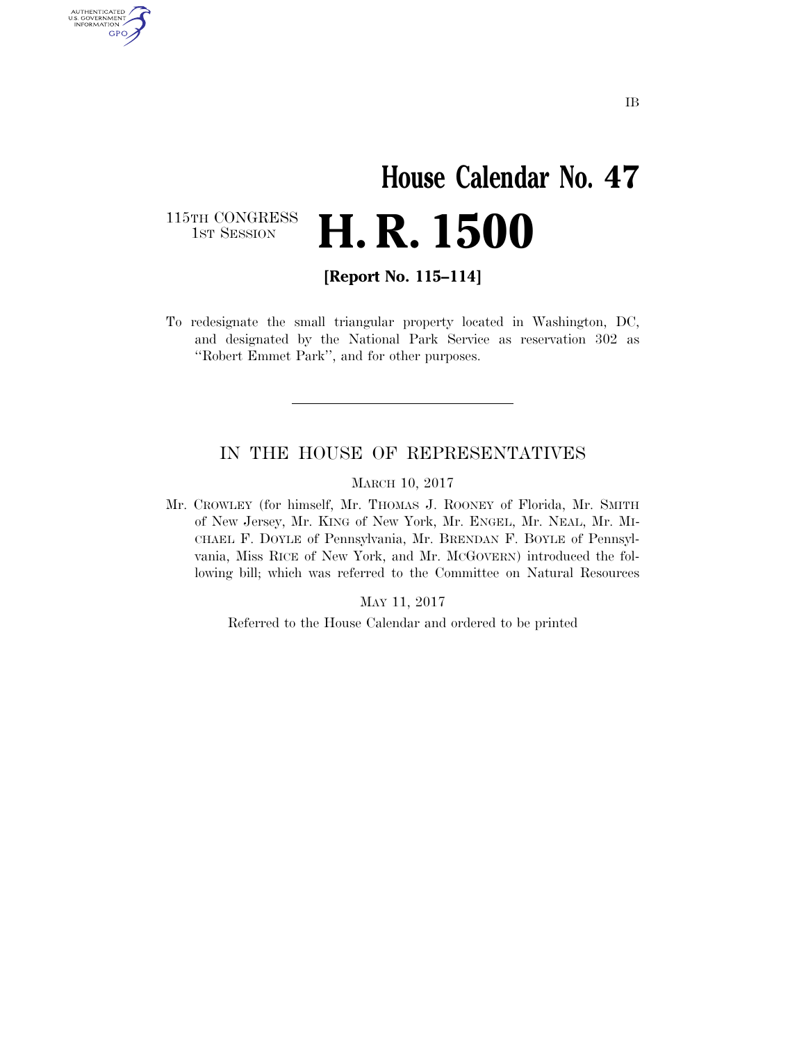IB

# House Calendar No. 47

115TH CONGRESS
1ST SESSION

# H. R. 1500

**[Report No. 115–114]**

To redesignate the small triangular property located in Washington, DC, and designated by the National Park Service as reservation 302 as "Robert Emmet Park", and for other purposes.

---

## IN THE HOUSE OF REPRESENTATIVES

MARCH 10, 2017

Mr. CROWLEY (for himself, Mr. THOMAS J. ROONEY of Florida, Mr. SMITH of New Jersey, Mr. KING of New York, Mr. ENGEL, Mr. NEAL, Mr. MICHAEL F. DOYLE of Pennsylvania, Mr. BRENDAN F. BOYLE of Pennsylvania, Miss RICE of New York, and Mr. MCGOVERN) introduced the following bill; which was referred to the Committee on Natural Resources

MAY 11, 2017

Referred to the House Calendar and ordered to be printed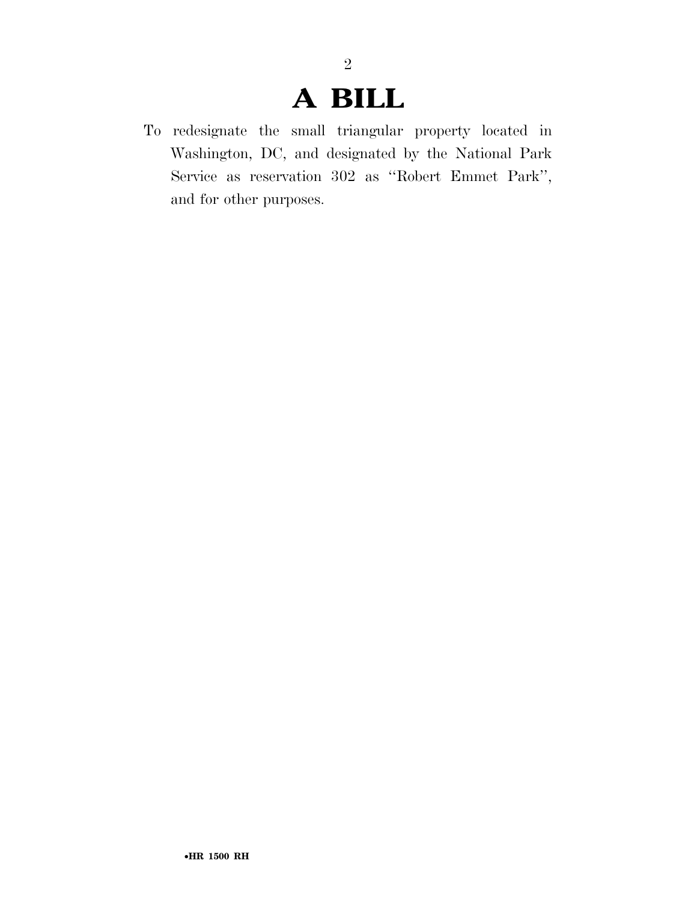# A BILL

To redesignate the small triangular property located in Washington, DC, and designated by the National Park Service as reservation 302 as ''Robert Emmet Park'', and for other purposes.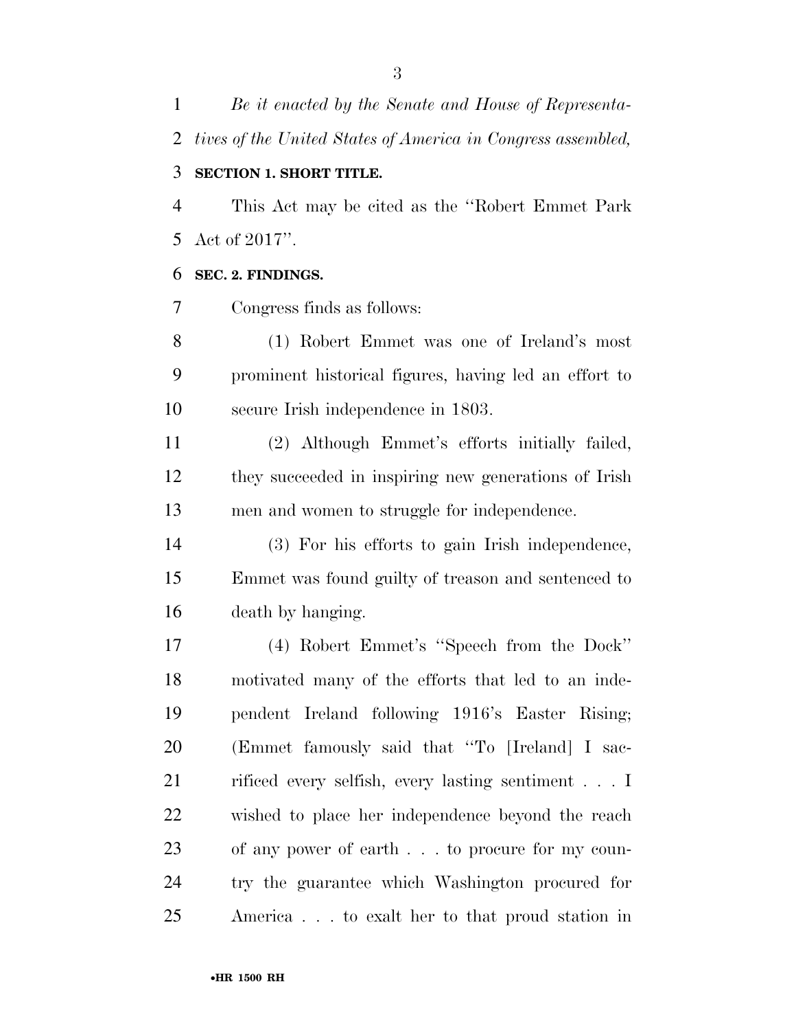*Be it enacted by the Senate and House of Representatives of the United States of America in Congress assembled,*

**SECTION 1. SHORT TITLE.**

This Act may be cited as the ''Robert Emmet Park Act of 2017''.

**SEC. 2. FINDINGS.**

Congress finds as follows:

(1) Robert Emmet was one of Ireland's most prominent historical figures, having led an effort to secure Irish independence in 1803.

(2) Although Emmet's efforts initially failed, they succeeded in inspiring new generations of Irish men and women to struggle for independence.

(3) For his efforts to gain Irish independence, Emmet was found guilty of treason and sentenced to death by hanging.

(4) Robert Emmet's ''Speech from the Dock'' motivated many of the efforts that led to an independent Ireland following 1916's Easter Rising; (Emmet famously said that ''To [Ireland] I sacrificed every selfish, every lasting sentiment . . . I wished to place her independence beyond the reach of any power of earth . . . to procure for my country the guarantee which Washington procured for America . . . to exalt her to that proud station in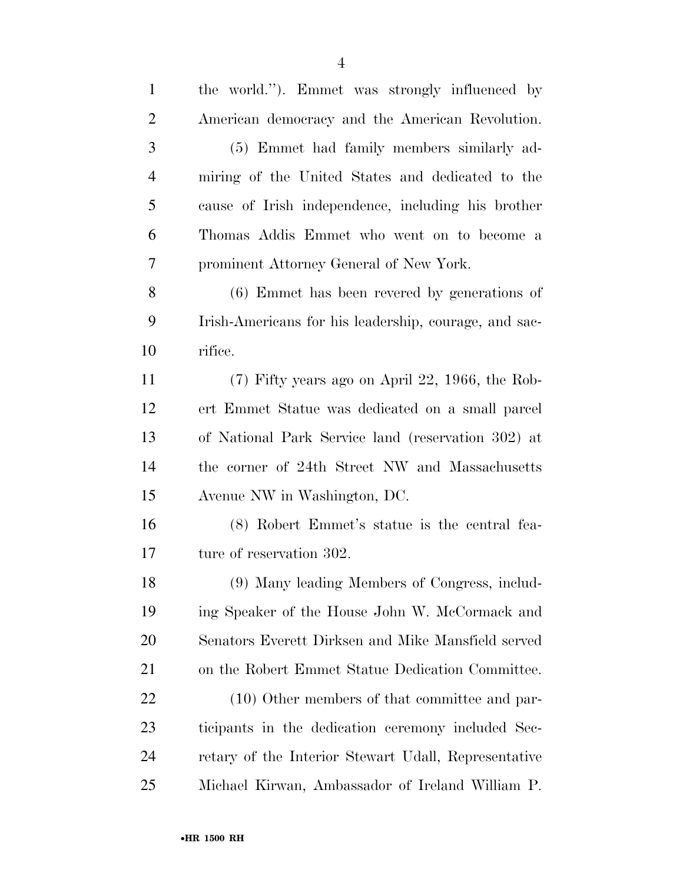the world.''). Emmet was strongly influenced by American democracy and the American Revolution.

(5) Emmet had family members similarly admiring of the United States and dedicated to the cause of Irish independence, including his brother Thomas Addis Emmet who went on to become a prominent Attorney General of New York.

(6) Emmet has been revered by generations of Irish-Americans for his leadership, courage, and sacrifice.

(7) Fifty years ago on April 22, 1966, the Robert Emmet Statue was dedicated on a small parcel of National Park Service land (reservation 302) at the corner of 24th Street NW and Massachusetts Avenue NW in Washington, DC.

(8) Robert Emmet's statue is the central feature of reservation 302.

(9) Many leading Members of Congress, including Speaker of the House John W. McCormack and Senators Everett Dirksen and Mike Mansfield served on the Robert Emmet Statue Dedication Committee.

(10) Other members of that committee and participants in the dedication ceremony included Secretary of the Interior Stewart Udall, Representative Michael Kirwan, Ambassador of Ireland William P.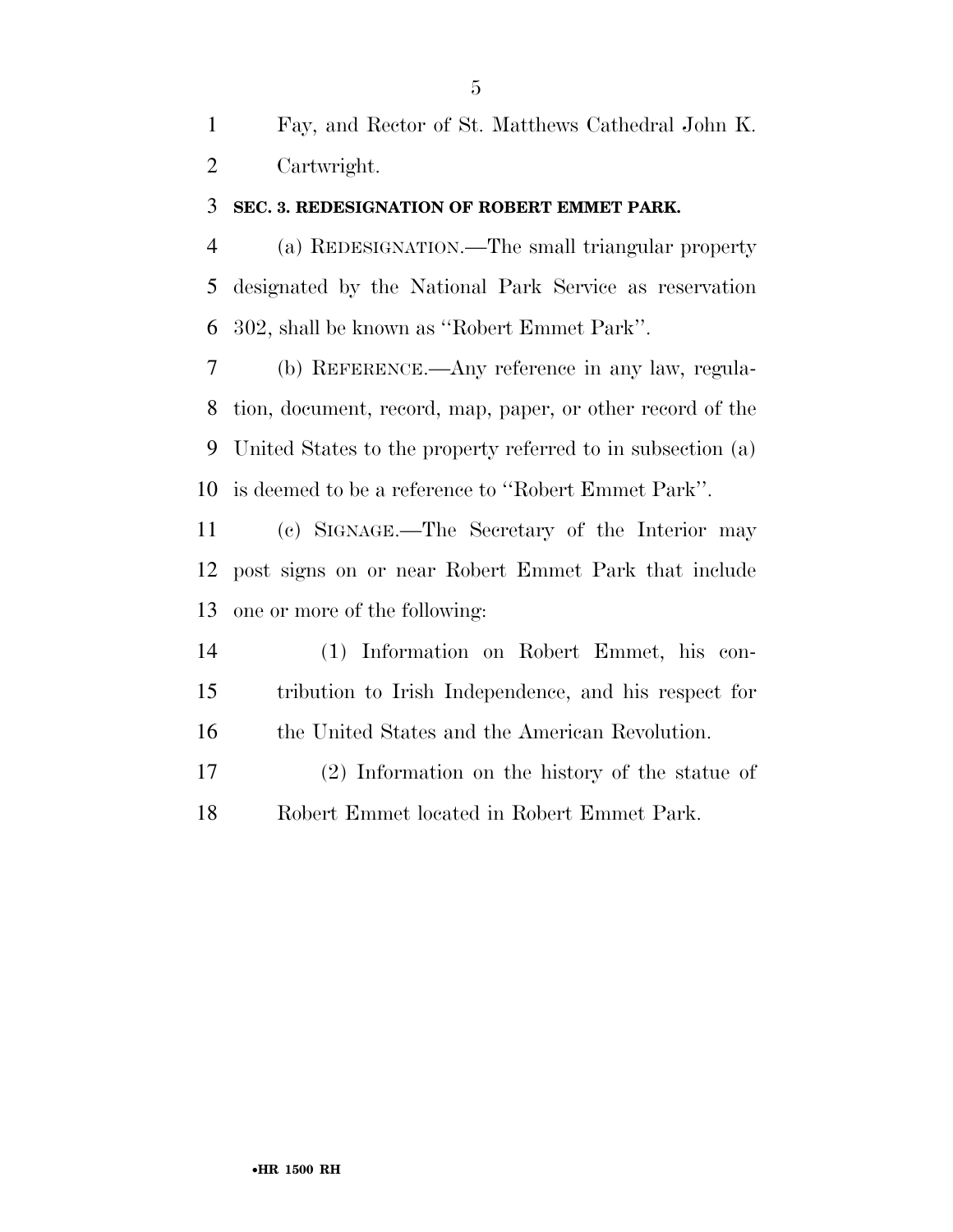Fay, and Rector of St. Matthews Cathedral John K. Cartwright.

**SEC. 3. REDESIGNATION OF ROBERT EMMET PARK.**

(a) REDESIGNATION.—The small triangular property designated by the National Park Service as reservation 302, shall be known as ''Robert Emmet Park''.

(b) REFERENCE.—Any reference in any law, regulation, document, record, map, paper, or other record of the United States to the property referred to in subsection (a) is deemed to be a reference to ''Robert Emmet Park''.

(c) SIGNAGE.—The Secretary of the Interior may post signs on or near Robert Emmet Park that include one or more of the following:

(1) Information on Robert Emmet, his contribution to Irish Independence, and his respect for the United States and the American Revolution.

(2) Information on the history of the statue of Robert Emmet located in Robert Emmet Park.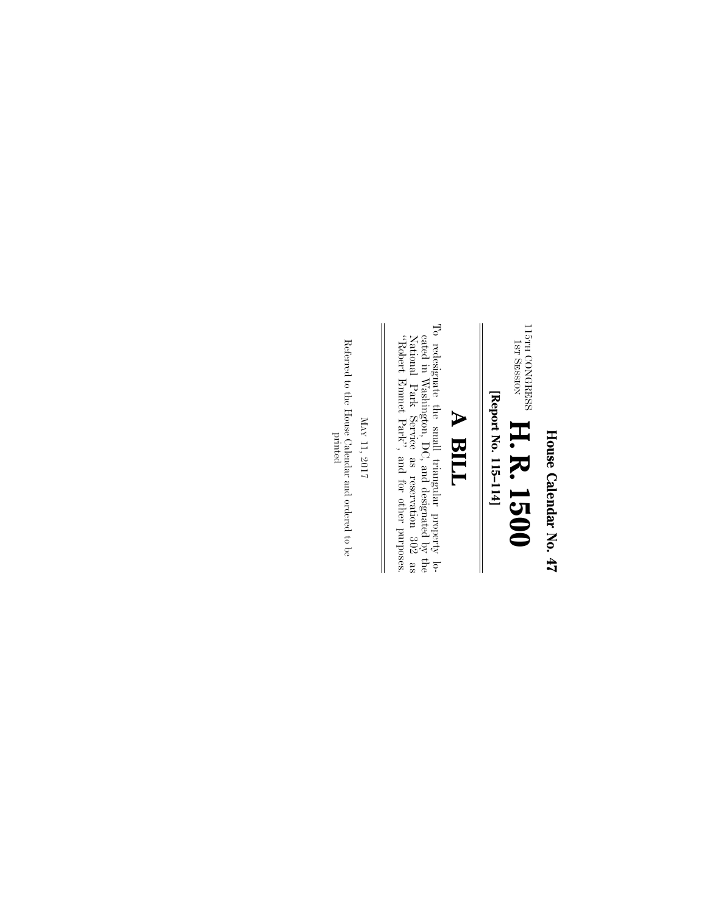# House Calendar No. 47

115TH CONGRESS
1ST SESSION

# H. R. 1500

**[Report No. 115–114]**

---

# A BILL

To redesignate the small triangular property located in Washington, DC, and designated by the National Park Service as reservation 302 as "Robert Emmet Park", and for other purposes.

---

MAY 11, 2017

Referred to the House Calendar and ordered to be printed